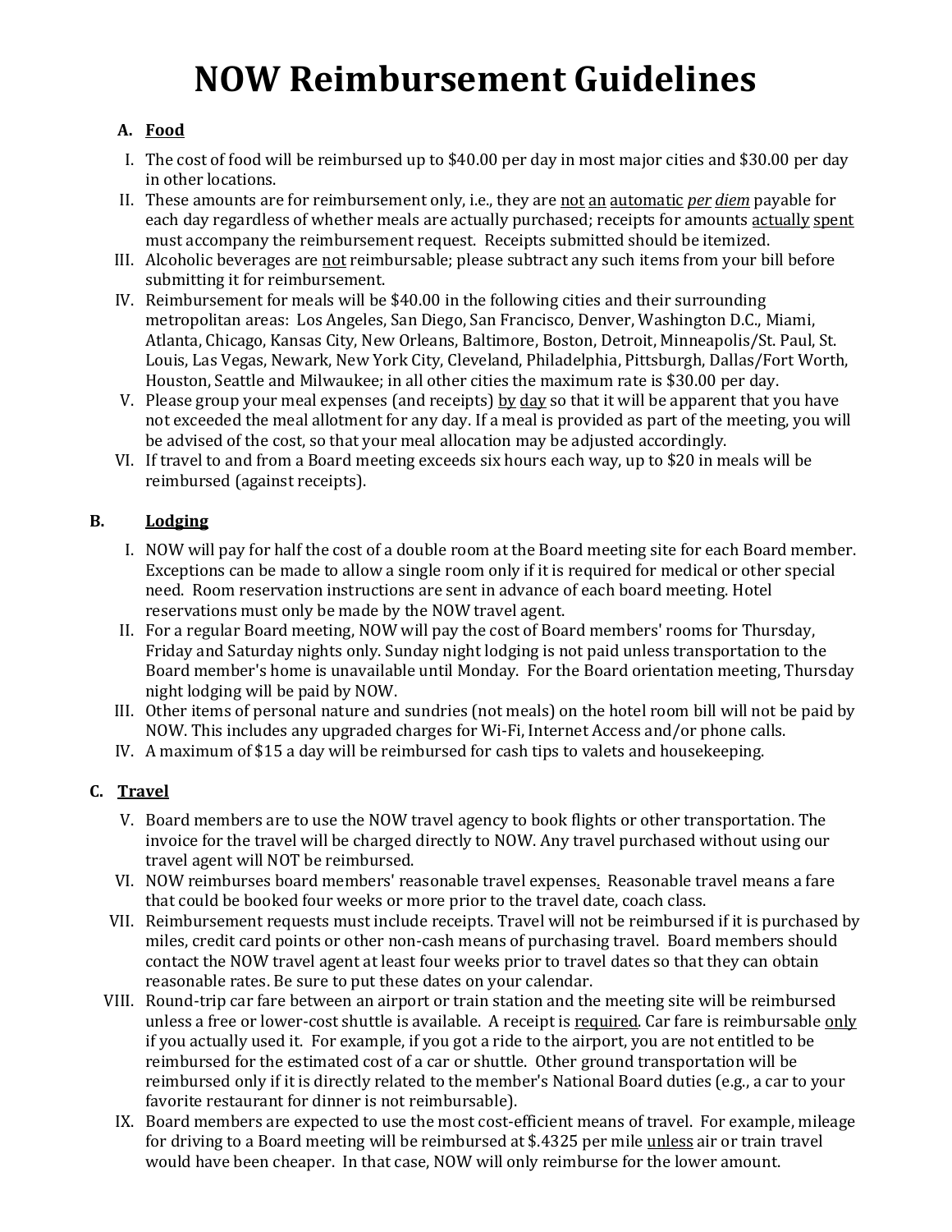# NOW Reimbursement Guidelines

## A. Food

I. The cost of food will be reimbursed up to $40.00 per day in most major cities and $30.00 per day in other locations.

II. These amounts are for reimbursement only, i.e., they are not an automatic *per diem* payable for each day regardless of whether meals are actually purchased; receipts for amounts actually spent must accompany the reimbursement request. Receipts submitted should be itemized.

III. Alcoholic beverages are not reimbursable; please subtract any such items from your bill before submitting it for reimbursement.

IV. Reimbursement for meals will be $40.00 in the following cities and their surrounding metropolitan areas: Los Angeles, San Diego, San Francisco, Denver, Washington D.C., Miami, Atlanta, Chicago, Kansas City, New Orleans, Baltimore, Boston, Detroit, Minneapolis/St. Paul, St. Louis, Las Vegas, Newark, New York City, Cleveland, Philadelphia, Pittsburgh, Dallas/Fort Worth, Houston, Seattle and Milwaukee; in all other cities the maximum rate is $30.00 per day.

V. Please group your meal expenses (and receipts) by day so that it will be apparent that you have not exceeded the meal allotment for any day. If a meal is provided as part of the meeting, you will be advised of the cost, so that your meal allocation may be adjusted accordingly.

VI. If travel to and from a Board meeting exceeds six hours each way, up to $20 in meals will be reimbursed (against receipts).

## B. Lodging

I. NOW will pay for half the cost of a double room at the Board meeting site for each Board member. Exceptions can be made to allow a single room only if it is required for medical or other special need. Room reservation instructions are sent in advance of each board meeting. Hotel reservations must only be made by the NOW travel agent.

II. For a regular Board meeting, NOW will pay the cost of Board members' rooms for Thursday, Friday and Saturday nights only. Sunday night lodging is not paid unless transportation to the Board member's home is unavailable until Monday. For the Board orientation meeting, Thursday night lodging will be paid by NOW.

III. Other items of personal nature and sundries (not meals) on the hotel room bill will not be paid by NOW. This includes any upgraded charges for Wi-Fi, Internet Access and/or phone calls.

IV. A maximum of $15 a day will be reimbursed for cash tips to valets and housekeeping.

## C. Travel

V. Board members are to use the NOW travel agency to book flights or other transportation. The invoice for the travel will be charged directly to NOW. Any travel purchased without using our travel agent will NOT be reimbursed.

VI. NOW reimburses board members' reasonable travel expenses. Reasonable travel means a fare that could be booked four weeks or more prior to the travel date, coach class.

VII. Reimbursement requests must include receipts. Travel will not be reimbursed if it is purchased by miles, credit card points or other non-cash means of purchasing travel. Board members should contact the NOW travel agent at least four weeks prior to travel dates so that they can obtain reasonable rates. Be sure to put these dates on your calendar.

VIII. Round-trip car fare between an airport or train station and the meeting site will be reimbursed unless a free or lower-cost shuttle is available. A receipt is required. Car fare is reimbursable only if you actually used it. For example, if you got a ride to the airport, you are not entitled to be reimbursed for the estimated cost of a car or shuttle. Other ground transportation will be reimbursed only if it is directly related to the member's National Board duties (e.g., a car to your favorite restaurant for dinner is not reimbursable).

IX. Board members are expected to use the most cost-efficient means of travel. For example, mileage for driving to a Board meeting will be reimbursed at $.4325 per mile unless air or train travel would have been cheaper. In that case, NOW will only reimburse for the lower amount.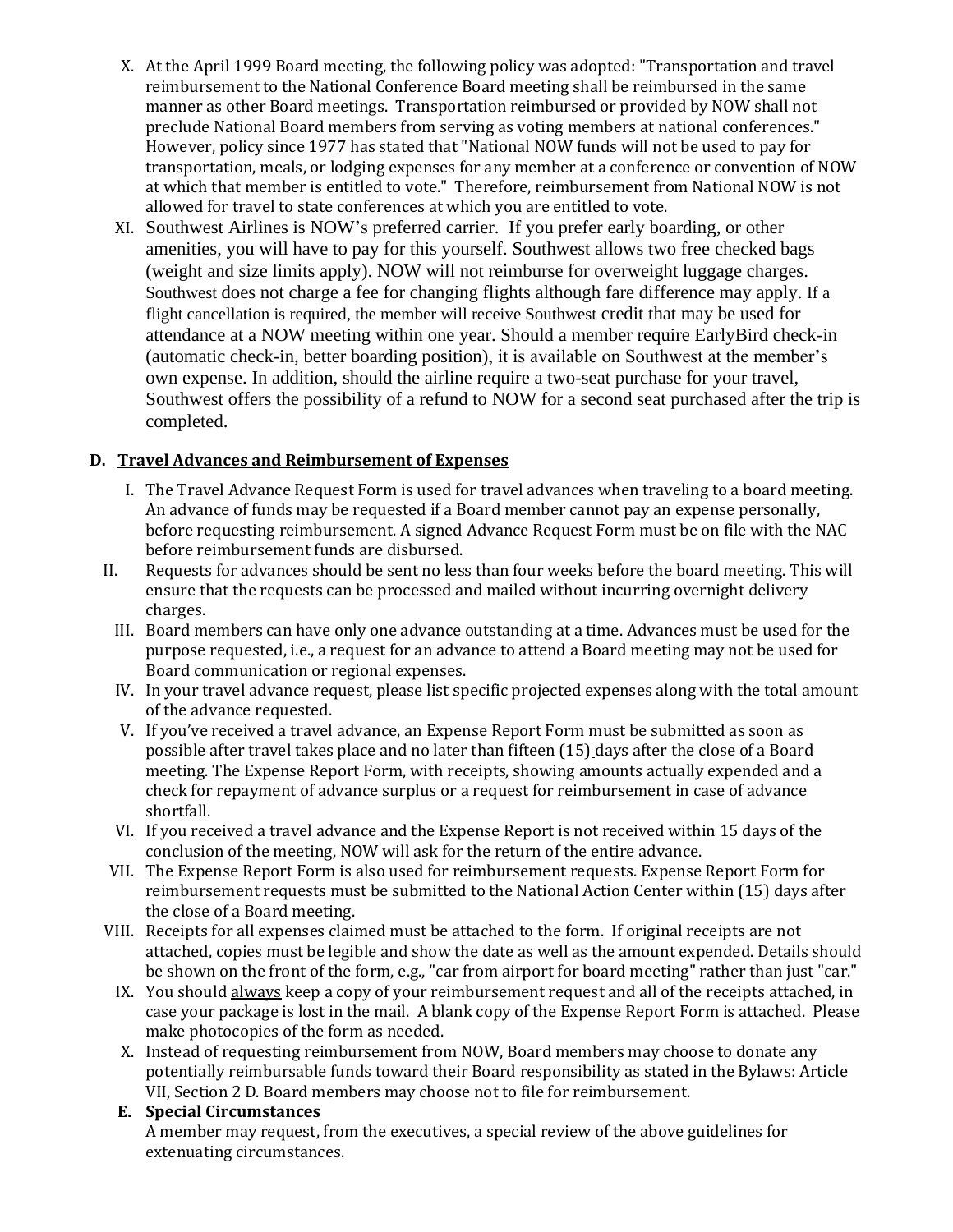X. At the April 1999 Board meeting, the following policy was adopted: "Transportation and travel reimbursement to the National Conference Board meeting shall be reimbursed in the same manner as other Board meetings. Transportation reimbursed or provided by NOW shall not preclude National Board members from serving as voting members at national conferences." However, policy since 1977 has stated that "National NOW funds will not be used to pay for transportation, meals, or lodging expenses for any member at a conference or convention of NOW at which that member is entitled to vote." Therefore, reimbursement from National NOW is not allowed for travel to state conferences at which you are entitled to vote.

XI. Southwest Airlines is NOW's preferred carrier. If you prefer early boarding, or other amenities, you will have to pay for this yourself. Southwest allows two free checked bags (weight and size limits apply). NOW will not reimburse for overweight luggage charges. Southwest does not charge a fee for changing flights although fare difference may apply. If a flight cancellation is required, the member will receive Southwest credit that may be used for attendance at a NOW meeting within one year. Should a member require EarlyBird check-in (automatic check-in, better boarding position), it is available on Southwest at the member's own expense. In addition, should the airline require a two-seat purchase for your travel, Southwest offers the possibility of a refund to NOW for a second seat purchased after the trip is completed.

### D. Travel Advances and Reimbursement of Expenses

I. The Travel Advance Request Form is used for travel advances when traveling to a board meeting. An advance of funds may be requested if a Board member cannot pay an expense personally, before requesting reimbursement. A signed Advance Request Form must be on file with the NAC before reimbursement funds are disbursed.

II. Requests for advances should be sent no less than four weeks before the board meeting. This will ensure that the requests can be processed and mailed without incurring overnight delivery charges.

III. Board members can have only one advance outstanding at a time. Advances must be used for the purpose requested, i.e., a request for an advance to attend a Board meeting may not be used for Board communication or regional expenses.

IV. In your travel advance request, please list specific projected expenses along with the total amount of the advance requested.

V. If you've received a travel advance, an Expense Report Form must be submitted as soon as possible after travel takes place and no later than fifteen (15) days after the close of a Board meeting. The Expense Report Form, with receipts, showing amounts actually expended and a check for repayment of advance surplus or a request for reimbursement in case of advance shortfall.

VI. If you received a travel advance and the Expense Report is not received within 15 days of the conclusion of the meeting, NOW will ask for the return of the entire advance.

VII. The Expense Report Form is also used for reimbursement requests. Expense Report Form for reimbursement requests must be submitted to the National Action Center within (15) days after the close of a Board meeting.

VIII. Receipts for all expenses claimed must be attached to the form. If original receipts are not attached, copies must be legible and show the date as well as the amount expended. Details should be shown on the front of the form, e.g., "car from airport for board meeting" rather than just "car."

IX. You should <u>always</u> keep a copy of your reimbursement request and all of the receipts attached, in case your package is lost in the mail. A blank copy of the Expense Report Form is attached. Please make photocopies of the form as needed.

X. Instead of requesting reimbursement from NOW, Board members may choose to donate any potentially reimbursable funds toward their Board responsibility as stated in the Bylaws: Article VII, Section 2 D. Board members may choose not to file for reimbursement.

### E. Special Circumstances

A member may request, from the executives, a special review of the above guidelines for extenuating circumstances.